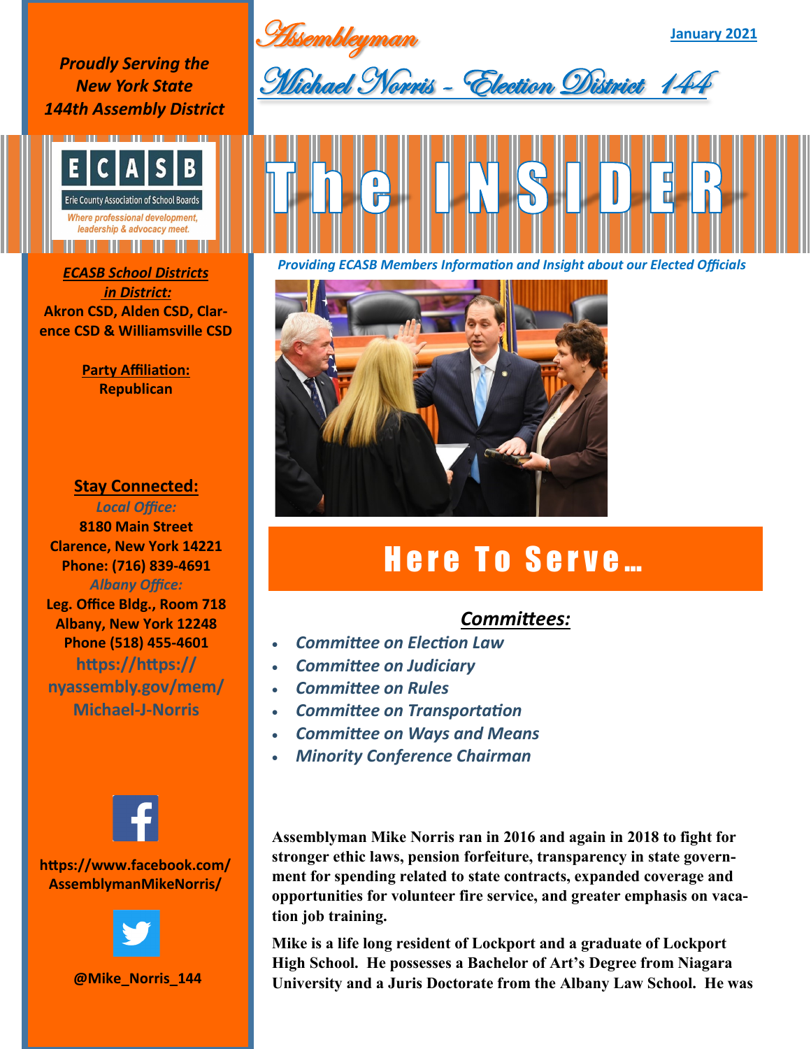# Assemblyman

# Michael Norris - Election District 144

January 2021

***Proudly Serving the New York State 144th Assembly District***

ECASB
Erie County Association of School Boards
*Where professional development, leadership & advocacy meet.*

# The INSIDER

*Providing ECASB Members Information and Insight about our Elected Officials*

***ECASB School Districts in District:***
**Akron CSD, Alden CSD, Clarence CSD & Williamsville CSD**

**Party Affiliation:**
**Republican**

## Stay Connected:

*Local Office:*
**8180 Main Street**
**Clarence, New York 14221**
**Phone: (716) 839-4691**

*Albany Office:*
**Leg. Office Bldg., Room 718**
**Albany, New York 12248**
**Phone (518) 455-4601**

**https://https://nyassembly.gov/mem/Michael-J-Norris**

**https://www.facebook.com/AssemblymanMikeNorris/**

**@Mike_Norris_144**

## Here To Serve…

### Committees:

- *Committee on Election Law*
- *Committee on Judiciary*
- *Committee on Rules*
- *Committee on Transportation*
- *Committee on Ways and Means*
- *Minority Conference Chairman*

**Assemblyman Mike Norris ran in 2016 and again in 2018 to fight for stronger ethic laws, pension forfeiture, transparency in state government for spending related to state contracts, expanded coverage and opportunities for volunteer fire service, and greater emphasis on vacation job training.**

**Mike is a life long resident of Lockport and a graduate of Lockport High School. He possesses a Bachelor of Art's Degree from Niagara University and a Juris Doctorate from the Albany Law School. He was**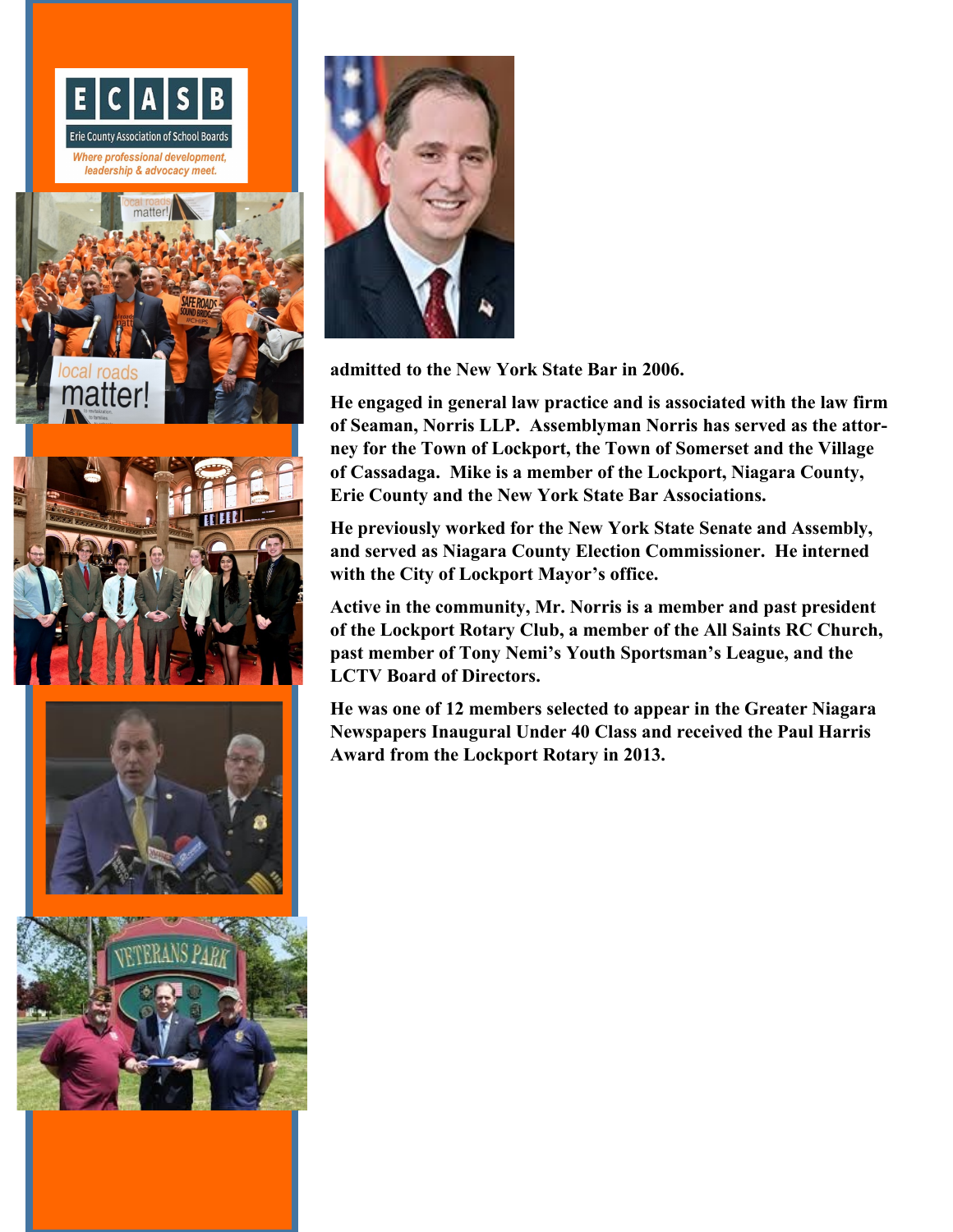admitted to the New York State Bar in 2006.

He engaged in general law practice and is associated with the law firm of Seaman, Norris LLP. Assemblyman Norris has served as the attorney for the Town of Lockport, the Town of Somerset and the Village of Cassadaga. Mike is a member of the Lockport, Niagara County, Erie County and the New York State Bar Associations.

He previously worked for the New York State Senate and Assembly, and served as Niagara County Election Commissioner. He interned with the City of Lockport Mayor's office.

Active in the community, Mr. Norris is a member and past president of the Lockport Rotary Club, a member of the All Saints RC Church, past member of Tony Nemi's Youth Sportsman's League, and the LCTV Board of Directors.

He was one of 12 members selected to appear in the Greater Niagara Newspapers Inaugural Under 40 Class and received the Paul Harris Award from the Lockport Rotary in 2013.